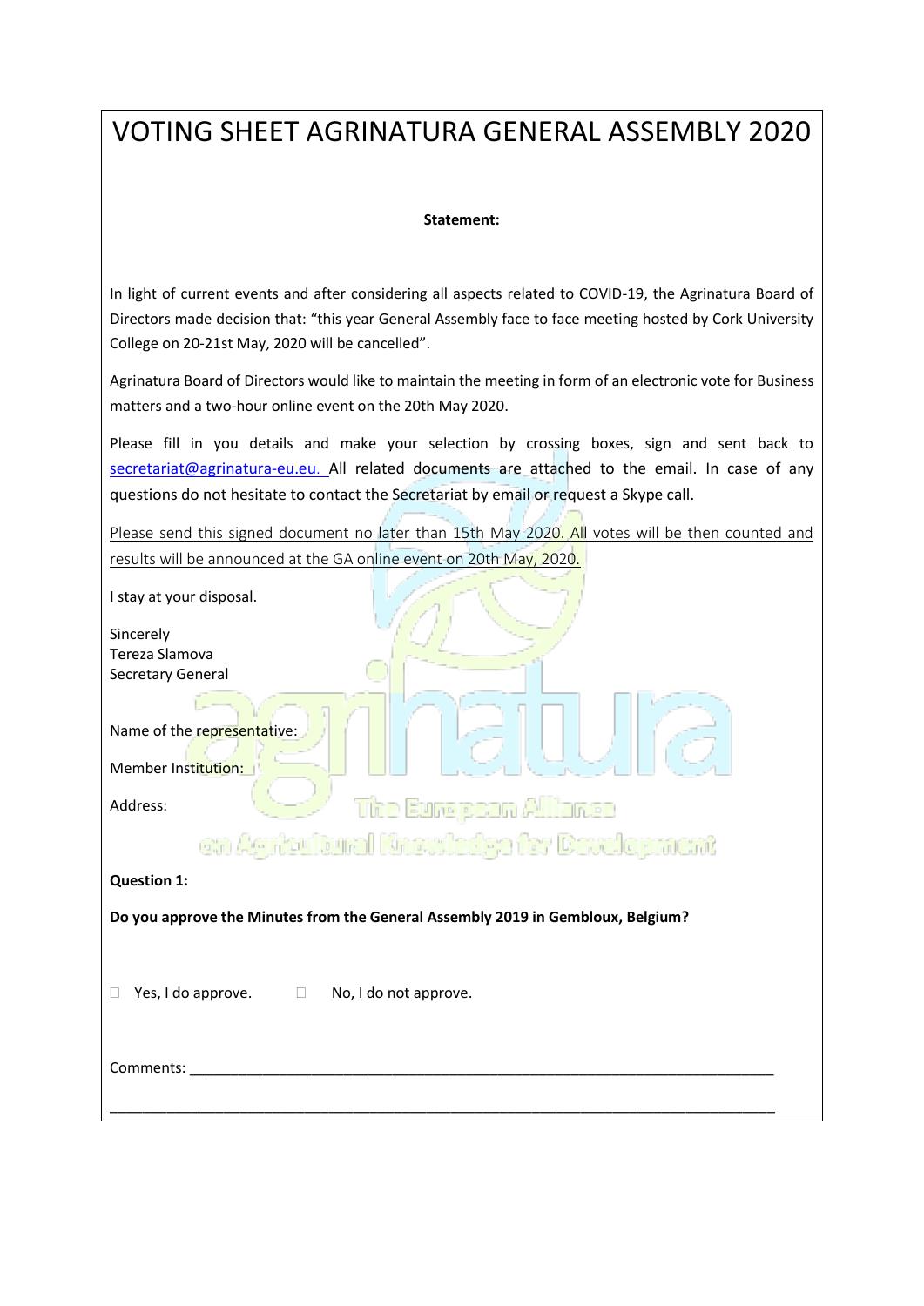# VOTING SHEET AGRINATURA GENERAL ASSEMBLY 2020

**Statement:**

In light of current events and after considering all aspects related to COVID-19, the Agrinatura Board of Directors made decision that: "this year General Assembly face to face meeting hosted by Cork University College on 20-21st May, 2020 will be cancelled".

Agrinatura Board of Directors would like to maintain the meeting in form of an electronic vote for Business matters and a two-hour online event on the 20th May 2020.

Please fill in you details and make your selection by crossing boxes, sign and sent back to secretariat@agrinatura-eu.eu. All related documents are attached to the email. In case of any questions do not hesitate to contact the Secretariat by email or request a Skype call.

Please send this signed document no later than 15th May 2020. All votes will be then counted and results will be announced at the GA online event on 20th May, 2020.

I stay at your disposal.

Sincerely
Tereza Slamova
Secretary General

Name of the representative:

Member Institution:

Address:

**Question 1:**

**Do you approve the Minutes from the General Assembly 2019 in Gembloux, Belgium?**

☐ Yes, I do approve. ☐ No, I do not approve.

Comments: ___________________________________________________________________________

_____________________________________________________________________________________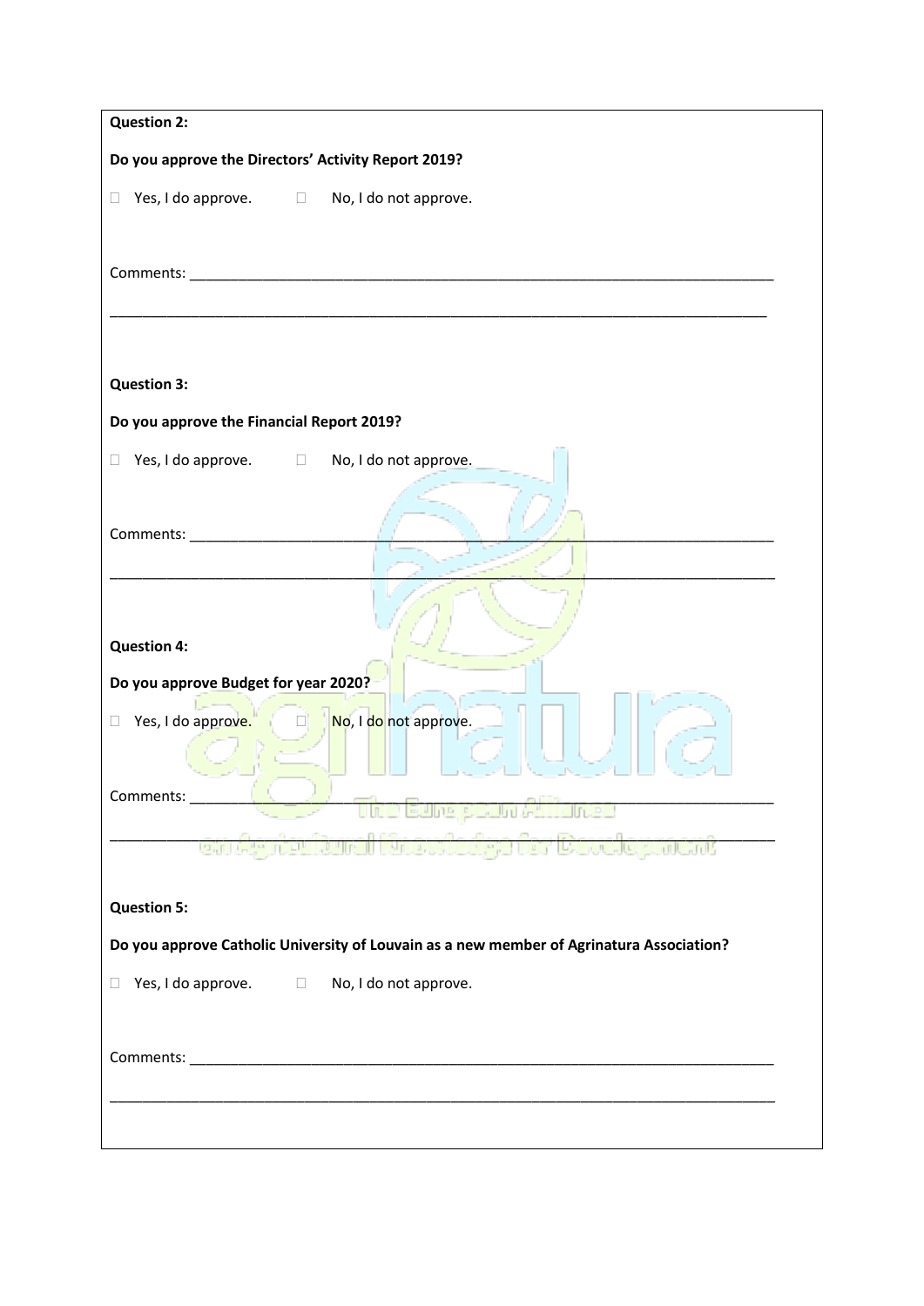**Question 2:**

**Do you approve the Directors' Activity Report 2019?**

☐ Yes, I do approve. ☐ No, I do not approve.

Comments: ___________________________________________________________________________

_____________________________________________________________________________________

**Question 3:**

**Do you approve the Financial Report 2019?**

☐ Yes, I do approve. ☐ No, I do not approve.

Comments: ___________________________________________________________________________

_____________________________________________________________________________________

**Question 4:**

**Do you approve Budget for year 2020?**

☐ Yes, I do approve. ☐ No, I do not approve.

Comments: ___________________________________________________________________________

_____________________________________________________________________________________

**Question 5:**

**Do you approve Catholic University of Louvain as a new member of Agrinatura Association?**

☐ Yes, I do approve. ☐ No, I do not approve.

Comments: ___________________________________________________________________________

_____________________________________________________________________________________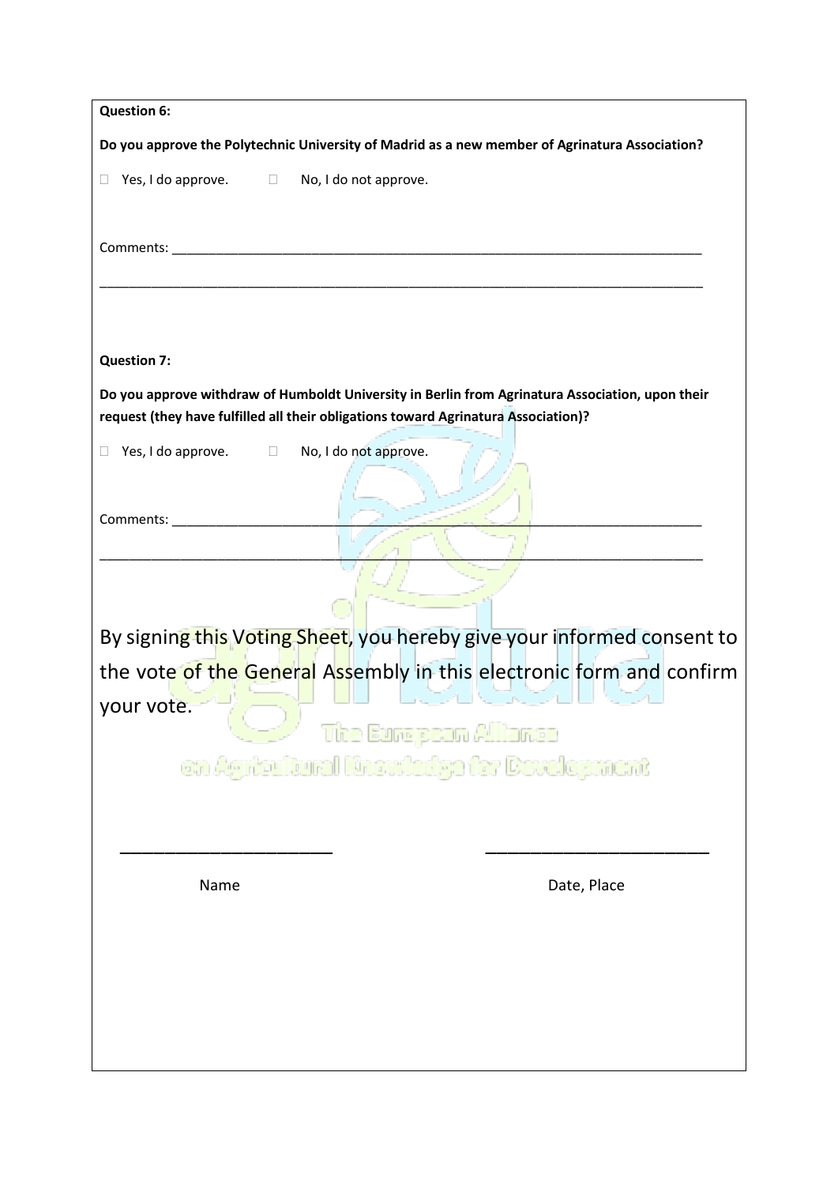**Question 6:**

**Do you approve the Polytechnic University of Madrid as a new member of Agrinatura Association?**

☐ Yes, I do approve. ☐ No, I do not approve.

Comments: ___________________________________________________________________________

_________________________________________________________________________________

**Question 7:**

**Do you approve withdraw of Humboldt University in Berlin from Agrinatura Association, upon their request (they have fulfilled all their obligations toward Agrinatura Association)?**

☐ Yes, I do approve. ☐ No, I do not approve.

Comments: ___________________________________________________________________________

_________________________________________________________________________________

By signing this Voting Sheet, you hereby give your informed consent to the vote of the General Assembly in this electronic form and confirm your vote.

________________________ ________________________

Name Date, Place